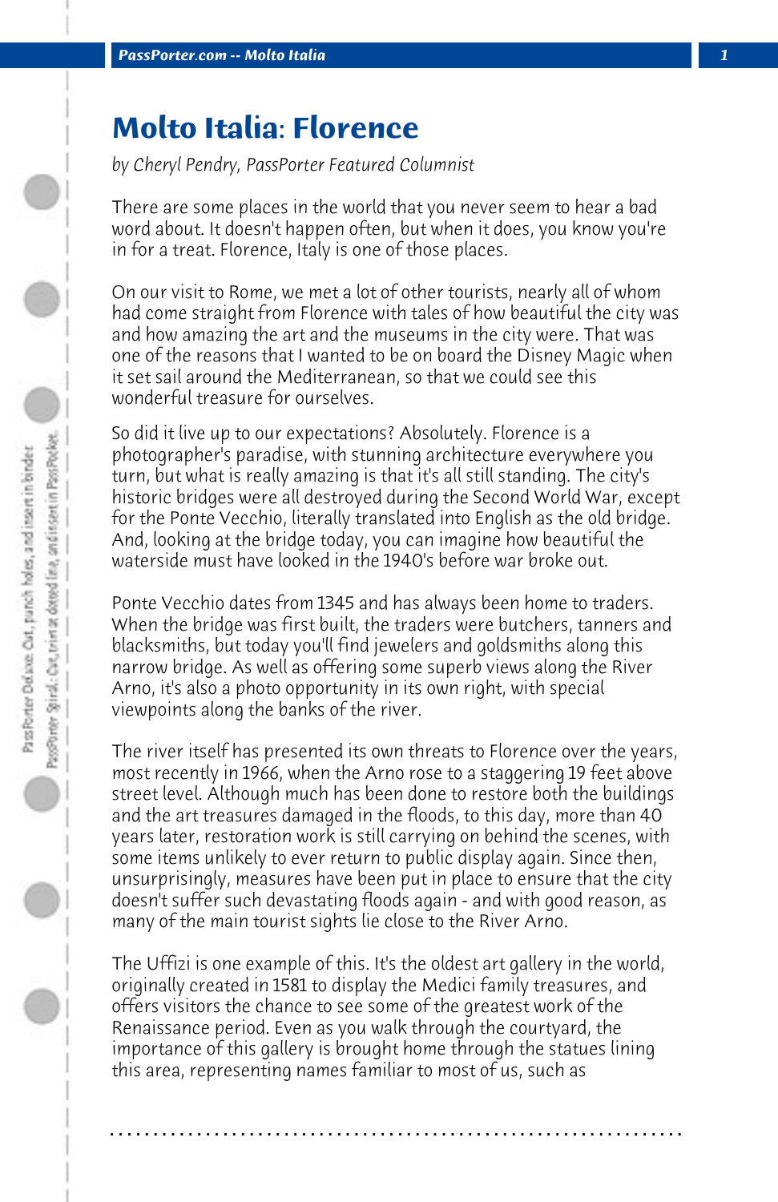# Molto Italia: Florence

*by Cheryl Pendry, PassPorter Featured Columnist*

There are some places in the world that you never seem to hear a bad word about. It doesn't happen often, but when it does, you know you're in for a treat. Florence, Italy is one of those places.

On our visit to Rome, we met a lot of other tourists, nearly all of whom had come straight from Florence with tales of how beautiful the city was and how amazing the art and the museums in the city were. That was one of the reasons that I wanted to be on board the Disney Magic when it set sail around the Mediterranean, so that we could see this wonderful treasure for ourselves.

So did it live up to our expectations? Absolutely. Florence is a photographer's paradise, with stunning architecture everywhere you turn, but what is really amazing is that it's all still standing. The city's historic bridges were all destroyed during the Second World War, except for the Ponte Vecchio, literally translated into English as the old bridge. And, looking at the bridge today, you can imagine how beautiful the waterside must have looked in the 1940's before war broke out.

Ponte Vecchio dates from 1345 and has always been home to traders. When the bridge was first built, the traders were butchers, tanners and blacksmiths, but today you'll find jewelers and goldsmiths along this narrow bridge. As well as offering some superb views along the River Arno, it's also a photo opportunity in its own right, with special viewpoints along the banks of the river.

The river itself has presented its own threats to Florence over the years, most recently in 1966, when the Arno rose to a staggering 19 feet above street level. Although much has been done to restore both the buildings and the art treasures damaged in the floods, to this day, more than 40 years later, restoration work is still carrying on behind the scenes, with some items unlikely to ever return to public display again. Since then, unsurprisingly, measures have been put in place to ensure that the city doesn't suffer such devastating floods again - and with good reason, as many of the main tourist sights lie close to the River Arno.

The Uffizi is one example of this. It's the oldest art gallery in the world, originally created in 1581 to display the Medici family treasures, and offers visitors the chance to see some of the greatest work of the Renaissance period. Even as you walk through the courtyard, the importance of this gallery is brought home through the statues lining this area, representing names familiar to most of us, such as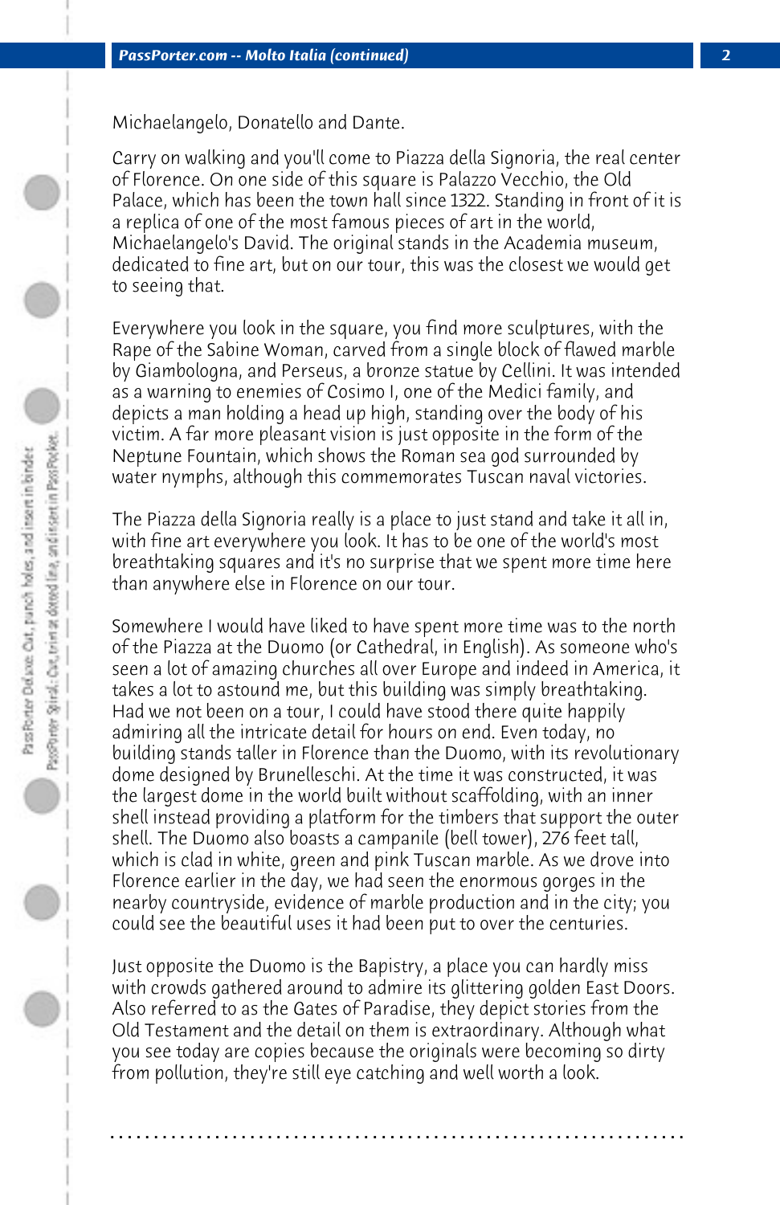Michaelangelo, Donatello and Dante.

Carry on walking and you'll come to Piazza della Signoria, the real center of Florence. On one side of this square is Palazzo Vecchio, the Old Palace, which has been the town hall since 1322. Standing in front of it is a replica of one of the most famous pieces of art in the world, Michaelangelo's David. The original stands in the Academia museum, dedicated to fine art, but on our tour, this was the closest we would get to seeing that.

Everywhere you look in the square, you find more sculptures, with the Rape of the Sabine Woman, carved from a single block of flawed marble by Giambologna, and Perseus, a bronze statue by Cellini. It was intended as a warning to enemies of Cosimo I, one of the Medici family, and depicts a man holding a head up high, standing over the body of his victim. A far more pleasant vision is just opposite in the form of the Neptune Fountain, which shows the Roman sea god surrounded by water nymphs, although this commemorates Tuscan naval victories.

The Piazza della Signoria really is a place to just stand and take it all in, with fine art everywhere you look. It has to be one of the world's most breathtaking squares and it's no surprise that we spent more time here than anywhere else in Florence on our tour.

Somewhere I would have liked to have spent more time was to the north of the Piazza at the Duomo (or Cathedral, in English). As someone who's seen a lot of amazing churches all over Europe and indeed in America, it takes a lot to astound me, but this building was simply breathtaking. Had we not been on a tour, I could have stood there quite happily admiring all the intricate detail for hours on end. Even today, no building stands taller in Florence than the Duomo, with its revolutionary dome designed by Brunelleschi. At the time it was constructed, it was the largest dome in the world built without scaffolding, with an inner shell instead providing a platform for the timbers that support the outer shell. The Duomo also boasts a campanile (bell tower), 276 feet tall, which is clad in white, green and pink Tuscan marble. As we drove into Florence earlier in the day, we had seen the enormous gorges in the nearby countryside, evidence of marble production and in the city; you could see the beautiful uses it had been put to over the centuries.

Just opposite the Duomo is the Bapistry, a place you can hardly miss with crowds gathered around to admire its glittering golden East Doors. Also referred to as the Gates of Paradise, they depict stories from the Old Testament and the detail on them is extraordinary. Although what you see today are copies because the originals were becoming so dirty from pollution, they're still eye catching and well worth a look.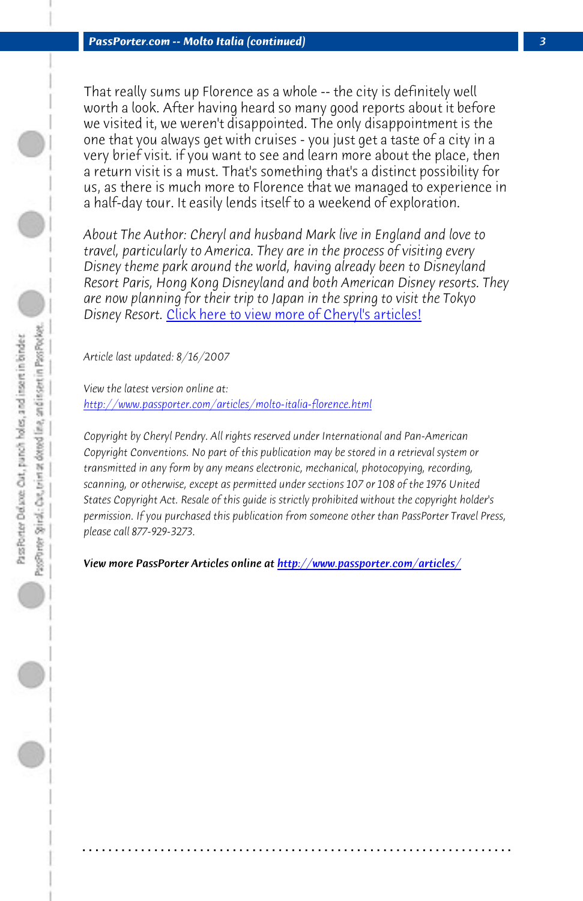That really sums up Florence as a whole -- the city is definitely well worth a look. After having heard so many good reports about it before we visited it, we weren't disappointed. The only disappointment is the one that you always get with cruises - you just get a taste of a city in a very brief visit. if you want to see and learn more about the place, then a return visit is a must. That's something that's a distinct possibility for us, as there is much more to Florence that we managed to experience in a half-day tour. It easily lends itself to a weekend of exploration.

*About The Author: Cheryl and husband Mark live in England and love to travel, particularly to America. They are in the process of visiting every Disney theme park around the world, having already been to Disneyland Resort Paris, Hong Kong Disneyland and both American Disney resorts. They are now planning for their trip to Japan in the spring to visit the Tokyo Disney Resort.* Click here to view more of Cheryl's articles!

*Article last updated: 8/16/2007*

*View the latest version online at:*
*http://www.passporter.com/articles/molto-italia-florence.html*

*Copyright by Cheryl Pendry. All rights reserved under International and Pan-American Copyright Conventions. No part of this publication may be stored in a retrieval system or transmitted in any form by any means electronic, mechanical, photocopying, recording, scanning, or otherwise, except as permitted under sections 107 or 108 of the 1976 United States Copyright Act. Resale of this guide is strictly prohibited without the copyright holder's permission. If you purchased this publication from someone other than PassPorter Travel Press, please call 877-929-3273.*

***View more PassPorter Articles online at http://www.passporter.com/articles/***